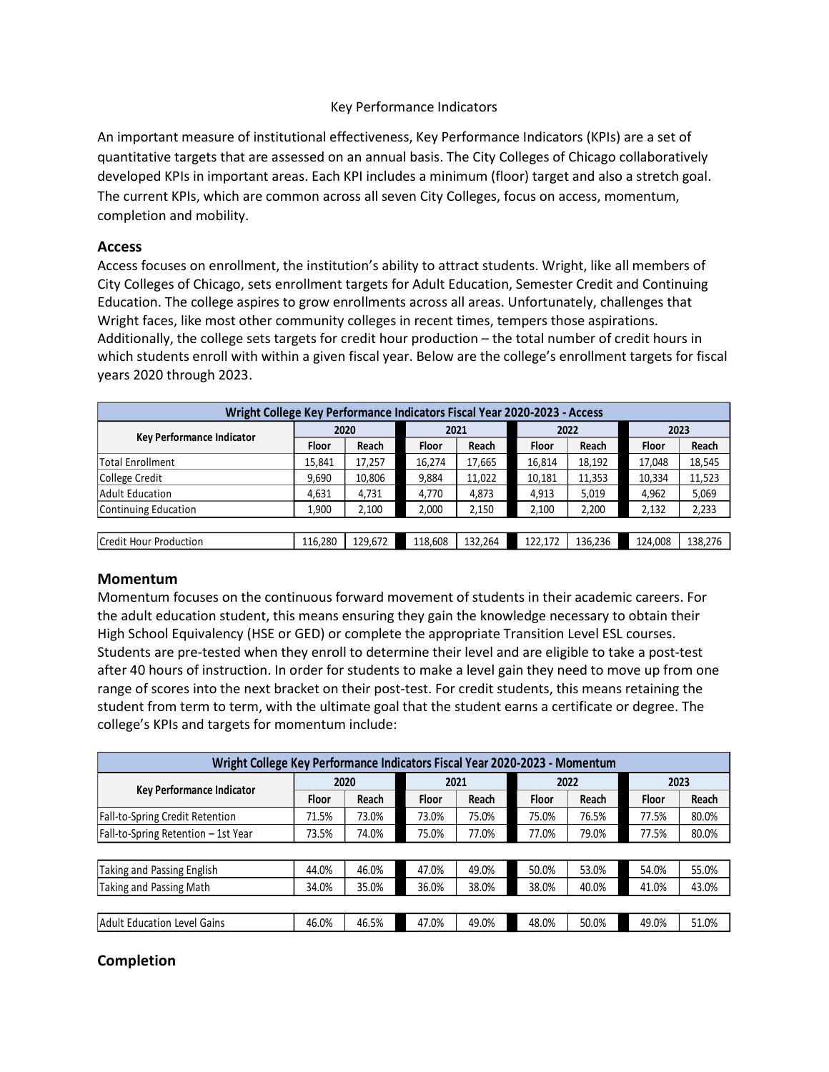# Key Performance Indicators

An important measure of institutional effectiveness, Key Performance Indicators (KPIs) are a set of quantitative targets that are assessed on an annual basis. The City Colleges of Chicago collaboratively developed KPIs in important areas. Each KPI includes a minimum (floor) target and also a stretch goal. The current KPIs, which are common across all seven City Colleges, focus on access, momentum, completion and mobility.

## Access

Access focuses on enrollment, the institution's ability to attract students. Wright, like all members of City Colleges of Chicago, sets enrollment targets for Adult Education, Semester Credit and Continuing Education. The college aspires to grow enrollments across all areas. Unfortunately, challenges that Wright faces, like most other community colleges in recent times, tempers those aspirations. Additionally, the college sets targets for credit hour production – the total number of credit hours in which students enroll with within a given fiscal year. Below are the college's enrollment targets for fiscal years 2020 through 2023.

**Wright College Key Performance Indicators Fiscal Year 2020-2023 - Access**

| Key Performance Indicator | 2020 | | 2021 | | 2022 | | 2023 | |
|---|---|---|---|---|---|---|---|---|
| | Floor | Reach | Floor | Reach | Floor | Reach | Floor | Reach |
| Total Enrollment | 15,841 | 17,257 | 16,274 | 17,665 | 16,814 | 18,192 | 17,048 | 18,545 |
| College Credit | 9,690 | 10,806 | 9,884 | 11,022 | 10,181 | 11,353 | 10,334 | 11,523 |
| Adult Education | 4,631 | 4,731 | 4,770 | 4,873 | 4,913 | 5,019 | 4,962 | 5,069 |
| Continuing Education | 1,900 | 2,100 | 2,000 | 2,150 | 2,100 | 2,200 | 2,132 | 2,233 |
| | | | | | | | | |
| Credit Hour Production | 116,280 | 129,672 | 118,608 | 132,264 | 122,172 | 136,236 | 124,008 | 138,276 |

## Momentum

Momentum focuses on the continuous forward movement of students in their academic careers. For the adult education student, this means ensuring they gain the knowledge necessary to obtain their High School Equivalency (HSE or GED) or complete the appropriate Transition Level ESL courses. Students are pre-tested when they enroll to determine their level and are eligible to take a post-test after 40 hours of instruction. In order for students to make a level gain they need to move up from one range of scores into the next bracket on their post-test. For credit students, this means retaining the student from term to term, with the ultimate goal that the student earns a certificate or degree. The college's KPIs and targets for momentum include:

**Wright College Key Performance Indicators Fiscal Year 2020-2023 - Momentum**

| Key Performance Indicator | 2020 | | 2021 | | 2022 | | 2023 | |
|---|---|---|---|---|---|---|---|---|
| | Floor | Reach | Floor | Reach | Floor | Reach | Floor | Reach |
| Fall-to-Spring Credit Retention | 71.5% | 73.0% | 73.0% | 75.0% | 75.0% | 76.5% | 77.5% | 80.0% |
| Fall-to-Spring Retention – 1st Year | 73.5% | 74.0% | 75.0% | 77.0% | 77.0% | 79.0% | 77.5% | 80.0% |
| | | | | | | | | |
| Taking and Passing English | 44.0% | 46.0% | 47.0% | 49.0% | 50.0% | 53.0% | 54.0% | 55.0% |
| Taking and Passing Math | 34.0% | 35.0% | 36.0% | 38.0% | 38.0% | 40.0% | 41.0% | 43.0% |
| | | | | | | | | |
| Adult Education Level Gains | 46.0% | 46.5% | 47.0% | 49.0% | 48.0% | 50.0% | 49.0% | 51.0% |

## Completion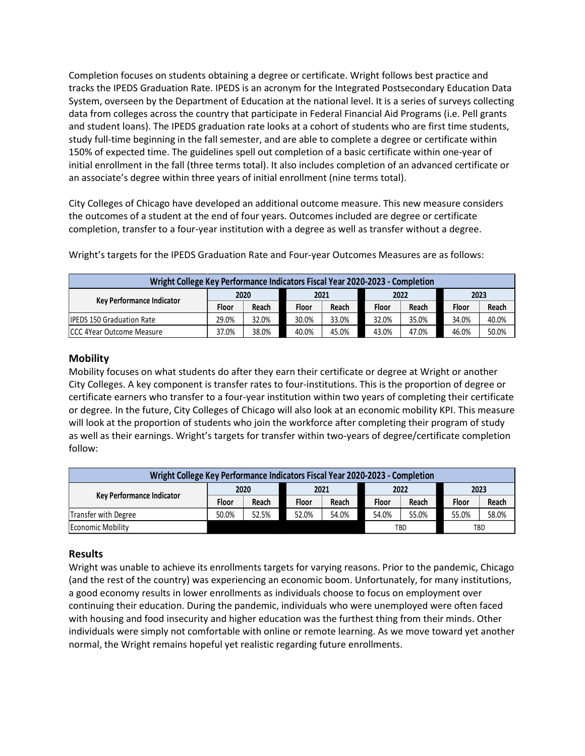Completion focuses on students obtaining a degree or certificate. Wright follows best practice and tracks the IPEDS Graduation Rate. IPEDS is an acronym for the Integrated Postsecondary Education Data System, overseen by the Department of Education at the national level. It is a series of surveys collecting data from colleges across the country that participate in Federal Financial Aid Programs (i.e. Pell grants and student loans). The IPEDS graduation rate looks at a cohort of students who are first time students, study full-time beginning in the fall semester, and are able to complete a degree or certificate within 150% of expected time. The guidelines spell out completion of a basic certificate within one-year of initial enrollment in the fall (three terms total). It also includes completion of an advanced certificate or an associate's degree within three years of initial enrollment (nine terms total).

City Colleges of Chicago have developed an additional outcome measure. This new measure considers the outcomes of a student at the end of four years. Outcomes included are degree or certificate completion, transfer to a four-year institution with a degree as well as transfer without a degree.

Wright's targets for the IPEDS Graduation Rate and Four-year Outcomes Measures are as follows:

| Wright College Key Performance Indicators Fiscal Year 2020-2023 - Completion | | | | | | | | |
|---|---|---|---|---|---|---|---|---|
| Key Performance Indicator | 2020 | | 2021 | | 2022 | | 2023 | |
| | Floor | Reach | Floor | Reach | Floor | Reach | Floor | Reach |
| IPEDS 150 Graduation Rate | 29.0% | 32.0% | 30.0% | 33.0% | 32.0% | 35.0% | 34.0% | 40.0% |
| CCC 4Year Outcome Measure | 37.0% | 38.0% | 40.0% | 45.0% | 43.0% | 47.0% | 46.0% | 50.0% |

## Mobility

Mobility focuses on what students do after they earn their certificate or degree at Wright or another City Colleges. A key component is transfer rates to four-institutions. This is the proportion of degree or certificate earners who transfer to a four-year institution within two years of completing their certificate or degree. In the future, City Colleges of Chicago will also look at an economic mobility KPI. This measure will look at the proportion of students who join the workforce after completing their program of study as well as their earnings. Wright's targets for transfer within two-years of degree/certificate completion follow:

| Wright College Key Performance Indicators Fiscal Year 2020-2023 - Completion | | | | | | | | |
|---|---|---|---|---|---|---|---|---|
| Key Performance Indicator | 2020 | | 2021 | | 2022 | | 2023 | |
| | Floor | Reach | Floor | Reach | Floor | Reach | Floor | Reach |
| Transfer with Degree | 50.0% | 52.5% | 52.0% | 54.0% | 54.0% | 55.0% | 55.0% | 58.0% |
| Economic Mobility | | | | | TBD | | TBD | |

## Results

Wright was unable to achieve its enrollments targets for varying reasons. Prior to the pandemic, Chicago (and the rest of the country) was experiencing an economic boom. Unfortunately, for many institutions, a good economy results in lower enrollments as individuals choose to focus on employment over continuing their education. During the pandemic, individuals who were unemployed were often faced with housing and food insecurity and higher education was the furthest thing from their minds. Other individuals were simply not comfortable with online or remote learning. As we move toward yet another normal, the Wright remains hopeful yet realistic regarding future enrollments.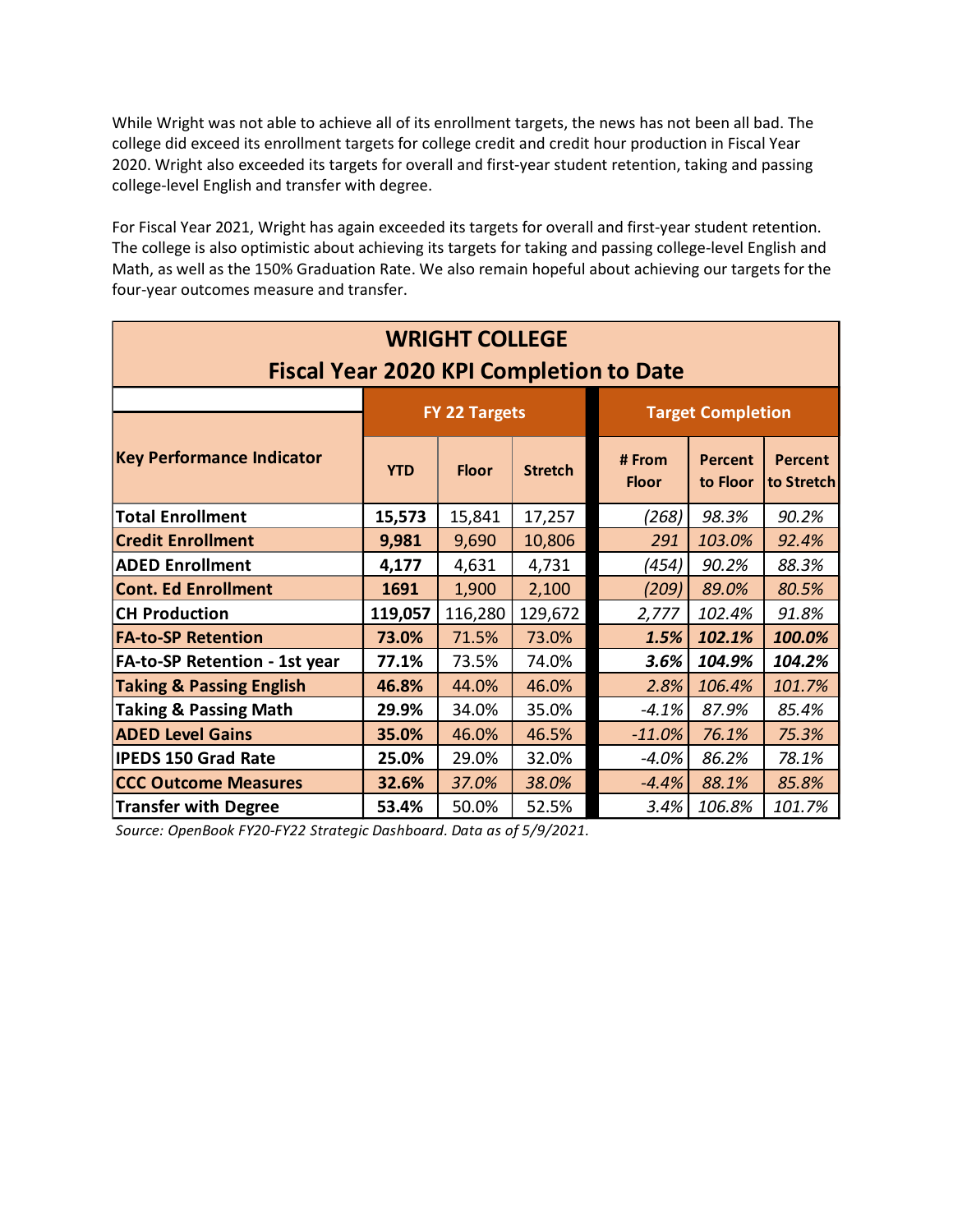While Wright was not able to achieve all of its enrollment targets, the news has not been all bad. The college did exceed its enrollment targets for college credit and credit hour production in Fiscal Year 2020. Wright also exceeded its targets for overall and first-year student retention, taking and passing college-level English and transfer with degree.

For Fiscal Year 2021, Wright has again exceeded its targets for overall and first-year student retention. The college is also optimistic about achieving its targets for taking and passing college-level English and Math, as well as the 150% Graduation Rate. We also remain hopeful about achieving our targets for the four-year outcomes measure and transfer.

| WRIGHT COLLEGE Fiscal Year 2020 KPI Completion to Date | | | | | | |
|---|---|---|---|---|---|---|
| | FY 22 Targets | | | Target Completion | | |
| Key Performance Indicator | YTD | Floor | Stretch | # From Floor | Percent to Floor | Percent to Stretch |
| **Total Enrollment** | **15,573** | 15,841 | 17,257 | *(268)* | *98.3%* | *90.2%* |
| **Credit Enrollment** | **9,981** | 9,690 | 10,806 | *291* | *103.0%* | *92.4%* |
| **ADED Enrollment** | **4,177** | 4,631 | 4,731 | *(454)* | *90.2%* | *88.3%* |
| **Cont. Ed Enrollment** | **1691** | 1,900 | 2,100 | *(209)* | *89.0%* | *80.5%* |
| **CH Production** | **119,057** | 116,280 | 129,672 | *2,777* | *102.4%* | *91.8%* |
| **FA-to-SP Retention** | **73.0%** | 71.5% | 73.0% | ***1.5%*** | ***102.1%*** | ***100.0%*** |
| **FA-to-SP Retention - 1st year** | **77.1%** | 73.5% | 74.0% | ***3.6%*** | ***104.9%*** | ***104.2%*** |
| **Taking & Passing English** | **46.8%** | 44.0% | 46.0% | *2.8%* | *106.4%* | *101.7%* |
| **Taking & Passing Math** | **29.9%** | 34.0% | 35.0% | *-4.1%* | *87.9%* | *85.4%* |
| **ADED Level Gains** | **35.0%** | 46.0% | 46.5% | *-11.0%* | *76.1%* | *75.3%* |
| **IPEDS 150 Grad Rate** | **25.0%** | 29.0% | 32.0% | *-4.0%* | *86.2%* | *78.1%* |
| **CCC Outcome Measures** | **32.6%** | *37.0%* | *38.0%* | *-4.4%* | *88.1%* | *85.8%* |
| **Transfer with Degree** | **53.4%** | 50.0% | 52.5% | *3.4%* | *106.8%* | *101.7%* |

*Source: OpenBook FY20-FY22 Strategic Dashboard. Data as of 5/9/2021.*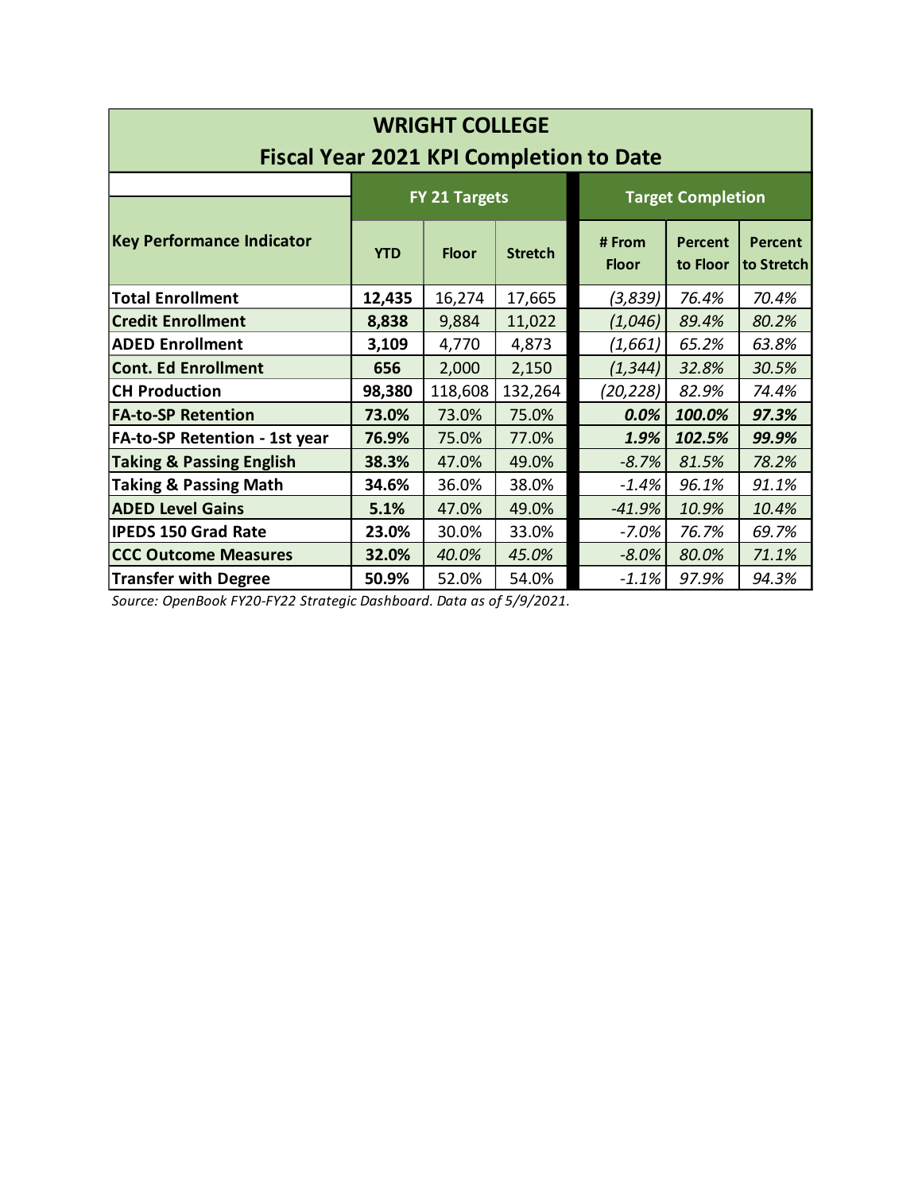# WRIGHT COLLEGE
## Fiscal Year 2021 KPI Completion to Date

| Key Performance Indicator | FY 21 Targets | | | Target Completion | | |
|---|---|---|---|---|---|---|
| | YTD | Floor | Stretch | # From Floor | Percent to Floor | Percent to Stretch |
| **Total Enrollment** | **12,435** | 16,274 | 17,665 | *(3,839)* | *76.4%* | *70.4%* |
| **Credit Enrollment** | **8,838** | 9,884 | 11,022 | *(1,046)* | *89.4%* | *80.2%* |
| **ADED Enrollment** | **3,109** | 4,770 | 4,873 | *(1,661)* | *65.2%* | *63.8%* |
| **Cont. Ed Enrollment** | **656** | 2,000 | 2,150 | *(1,344)* | *32.8%* | *30.5%* |
| **CH Production** | **98,380** | 118,608 | 132,264 | *(20,228)* | *82.9%* | *74.4%* |
| **FA-to-SP Retention** | **73.0%** | 73.0% | 75.0% | ***0.0%*** | ***100.0%*** | ***97.3%*** |
| **FA-to-SP Retention - 1st year** | **76.9%** | 75.0% | 77.0% | ***1.9%*** | ***102.5%*** | ***99.9%*** |
| **Taking & Passing English** | **38.3%** | 47.0% | 49.0% | *-8.7%* | *81.5%* | *78.2%* |
| **Taking & Passing Math** | **34.6%** | 36.0% | 38.0% | *-1.4%* | *96.1%* | *91.1%* |
| **ADED Level Gains** | **5.1%** | 47.0% | 49.0% | *-41.9%* | *10.9%* | *10.4%* |
| **IPEDS 150 Grad Rate** | **23.0%** | 30.0% | 33.0% | *-7.0%* | *76.7%* | *69.7%* |
| **CCC Outcome Measures** | **32.0%** | *40.0%* | *45.0%* | *-8.0%* | *80.0%* | *71.1%* |
| **Transfer with Degree** | **50.9%** | 52.0% | 54.0% | *-1.1%* | *97.9%* | *94.3%* |

*Source: OpenBook FY20-FY22 Strategic Dashboard. Data as of 5/9/2021.*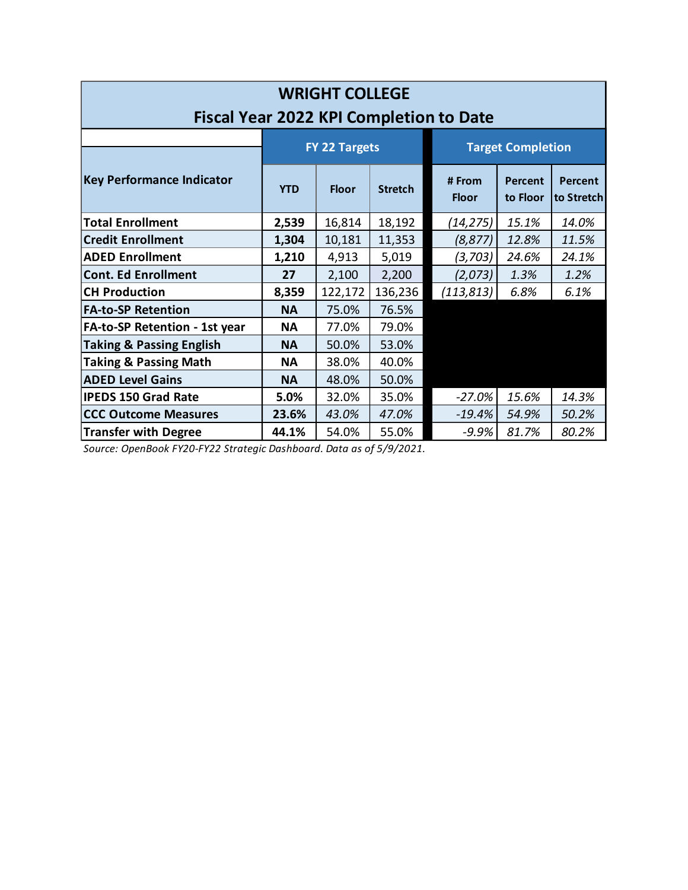# WRIGHT COLLEGE
## Fiscal Year 2022 KPI Completion to Date

| Key Performance Indicator | FY 22 Targets | | | Target Completion | | |
|---|---|---|---|---|---|---|
| | YTD | Floor | Stretch | # From Floor | Percent to Floor | Percent to Stretch |
| **Total Enrollment** | **2,539** | 16,814 | 18,192 | *(14,275)* | *15.1%* | *14.0%* |
| **Credit Enrollment** | **1,304** | 10,181 | 11,353 | *(8,877)* | *12.8%* | *11.5%* |
| **ADED Enrollment** | **1,210** | 4,913 | 5,019 | *(3,703)* | *24.6%* | *24.1%* |
| **Cont. Ed Enrollment** | **27** | 2,100 | 2,200 | *(2,073)* | *1.3%* | *1.2%* |
| **CH Production** | **8,359** | 122,172 | 136,236 | *(113,813)* | *6.8%* | *6.1%* |
| **FA-to-SP Retention** | **NA** | 75.0% | 76.5% | | | |
| **FA-to-SP Retention - 1st year** | **NA** | 77.0% | 79.0% | | | |
| **Taking & Passing English** | **NA** | 50.0% | 53.0% | | | |
| **Taking & Passing Math** | **NA** | 38.0% | 40.0% | | | |
| **ADED Level Gains** | **NA** | 48.0% | 50.0% | | | |
| **IPEDS 150 Grad Rate** | **5.0%** | 32.0% | 35.0% | *-27.0%* | *15.6%* | *14.3%* |
| **CCC Outcome Measures** | **23.6%** | *43.0%* | *47.0%* | *-19.4%* | *54.9%* | *50.2%* |
| **Transfer with Degree** | **44.1%** | 54.0% | 55.0% | *-9.9%* | *81.7%* | *80.2%* |

*Source: OpenBook FY20-FY22 Strategic Dashboard. Data as of 5/9/2021.*